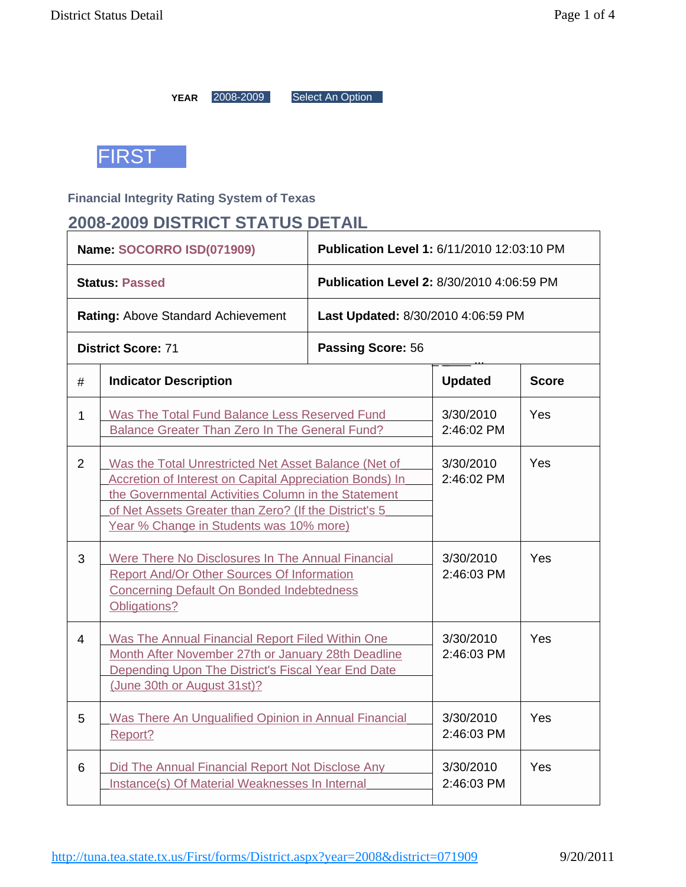**YEAR** 2008-2009 Select An Option

# FIRST

**Financial Integrity Rating System of Texas**

## 2008-2009 DISTRICT STATUS DETAIL

| | |
|---|---|
| **Name:** SOCORRO ISD(071909) | **Publication Level 1:** 6/11/2010 12:03:10 PM |
| **Status:** Passed | **Publication Level 2:** 8/30/2010 4:06:59 PM |
| **Rating:** Above Standard Achievement | **Last Updated:** 8/30/2010 4:06:59 PM |
| **District Score:** 71 | **Passing Score:** 56 |

| # | Indicator Description | Updated | Score |
|---|---|---|---|
| 1 | Was The Total Fund Balance Less Reserved Fund Balance Greater Than Zero In The General Fund? | 3/30/2010 2:46:02 PM | Yes |
| 2 | Was the Total Unrestricted Net Asset Balance (Net of Accretion of Interest on Capital Appreciation Bonds) In the Governmental Activities Column in the Statement of Net Assets Greater than Zero? (If the District's 5 Year % Change in Students was 10% more) | 3/30/2010 2:46:02 PM | Yes |
| 3 | Were There No Disclosures In The Annual Financial Report And/Or Other Sources Of Information Concerning Default On Bonded Indebtedness Obligations? | 3/30/2010 2:46:03 PM | Yes |
| 4 | Was The Annual Financial Report Filed Within One Month After November 27th or January 28th Deadline Depending Upon The District's Fiscal Year End Date (June 30th or August 31st)? | 3/30/2010 2:46:03 PM | Yes |
| 5 | Was There An Unqualified Opinion in Annual Financial Report? | 3/30/2010 2:46:03 PM | Yes |
| 6 | Did The Annual Financial Report Not Disclose Any Instance(s) Of Material Weaknesses In Internal | 3/30/2010 2:46:03 PM | Yes |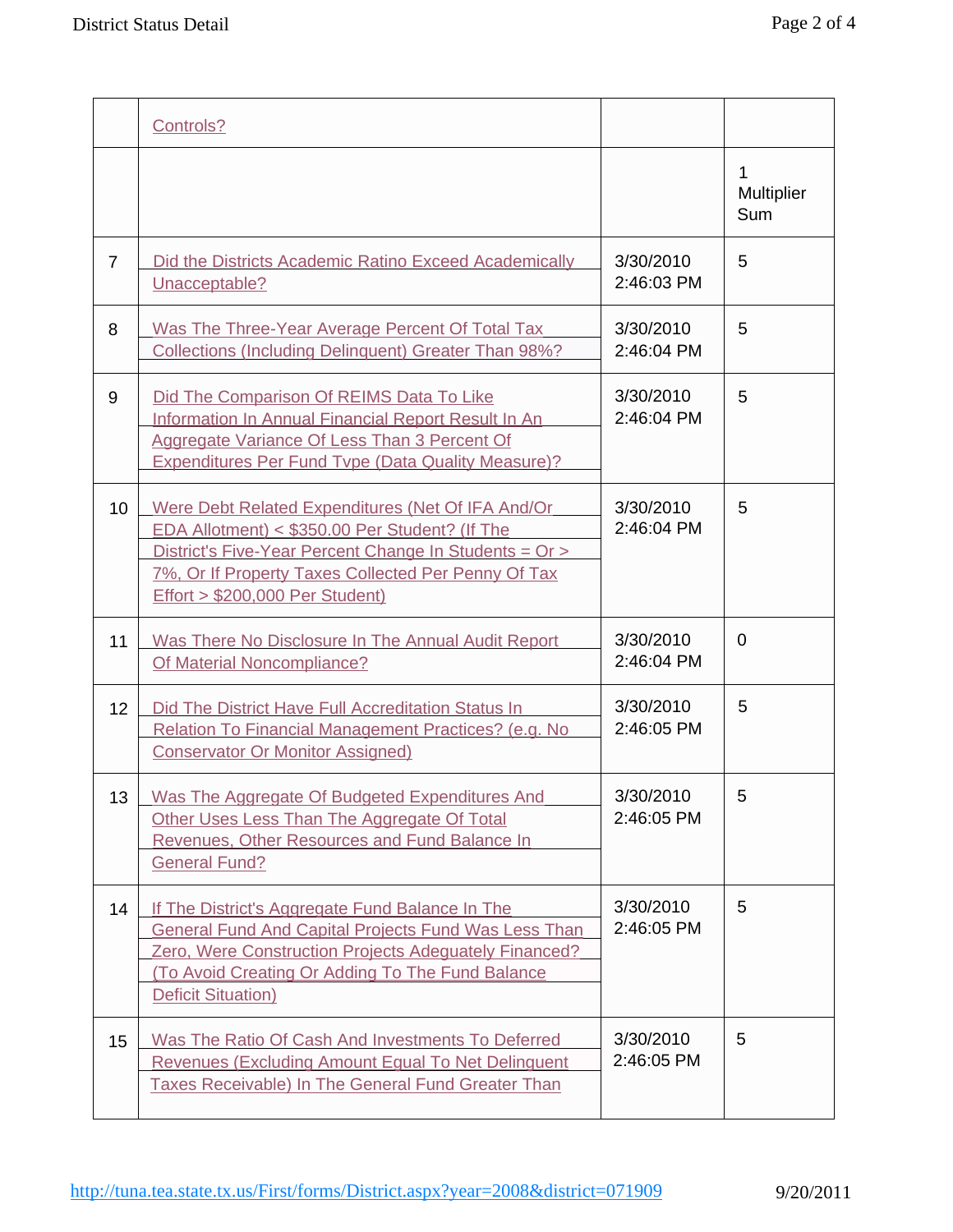|  |  |  |  |
|---|---|---|---|
|  | Controls? |  |  |
|  |  |  | 1 Multiplier Sum |
| 7 | Did the Districts Academic Ratino Exceed Academically Unacceptable? | 3/30/2010 2:46:03 PM | 5 |
| 8 | Was The Three-Year Average Percent Of Total Tax Collections (Including Delinquent) Greater Than 98%? | 3/30/2010 2:46:04 PM | 5 |
| 9 | Did The Comparison Of REIMS Data To Like Information In Annual Financial Report Result In An Aggregate Variance Of Less Than 3 Percent Of Expenditures Per Fund Tvpe (Data Quality Measure)? | 3/30/2010 2:46:04 PM | 5 |
| 10 | Were Debt Related Expenditures (Net Of IFA And/Or EDA Allotment) < $350.00 Per Student? (If The District's Five-Year Percent Change In Students = Or > 7%, Or If Property Taxes Collected Per Penny Of Tax Effort > $200,000 Per Student) | 3/30/2010 2:46:04 PM | 5 |
| 11 | Was There No Disclosure In The Annual Audit Report Of Material Noncompliance? | 3/30/2010 2:46:04 PM | 0 |
| 12 | Did The District Have Full Accreditation Status In Relation To Financial Management Practices? (e.g. No Conservator Or Monitor Assigned) | 3/30/2010 2:46:05 PM | 5 |
| 13 | Was The Aggregate Of Budgeted Expenditures And Other Uses Less Than The Aggregate Of Total Revenues, Other Resources and Fund Balance In General Fund? | 3/30/2010 2:46:05 PM | 5 |
| 14 | If The District's Aggregate Fund Balance In The General Fund And Capital Projects Fund Was Less Than Zero, Were Construction Projects Adequately Financed? (To Avoid Creating Or Adding To The Fund Balance Deficit Situation) | 3/30/2010 2:46:05 PM | 5 |
| 15 | Was The Ratio Of Cash And Investments To Deferred Revenues (Excluding Amount Equal To Net Delinquent Taxes Receivable) In The General Fund Greater Than | 3/30/2010 2:46:05 PM | 5 |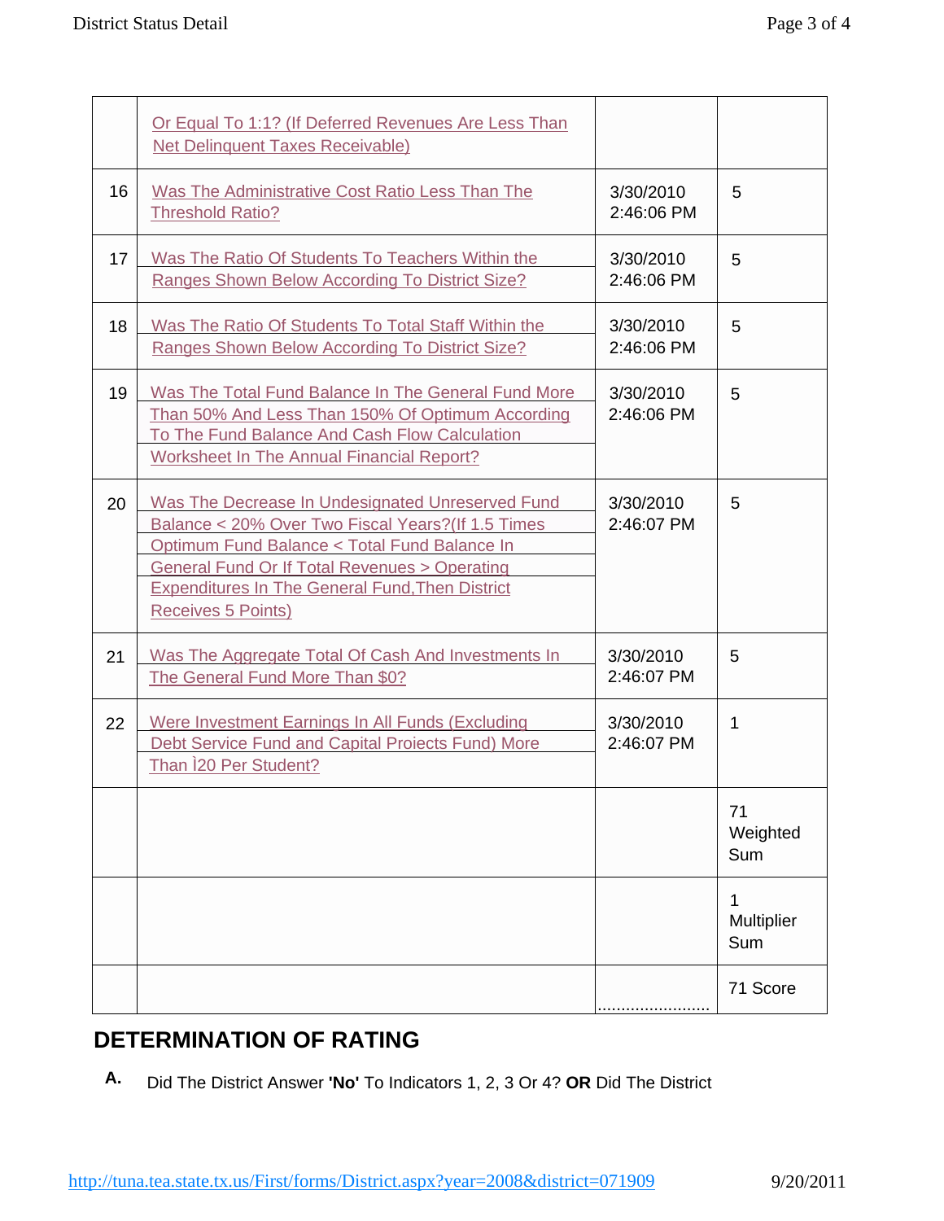| | | | |
|---|---|---|---|
| | Or Equal To 1:1? (If Deferred Revenues Are Less Than Net Delinquent Taxes Receivable) | | |
| 16 | Was The Administrative Cost Ratio Less Than The Threshold Ratio? | 3/30/2010 2:46:06 PM | 5 |
| 17 | Was The Ratio Of Students To Teachers Within the Ranges Shown Below According To District Size? | 3/30/2010 2:46:06 PM | 5 |
| 18 | Was The Ratio Of Students To Total Staff Within the Ranges Shown Below According To District Size? | 3/30/2010 2:46:06 PM | 5 |
| 19 | Was The Total Fund Balance In The General Fund More Than 50% And Less Than 150% Of Optimum According To The Fund Balance And Cash Flow Calculation Worksheet In The Annual Financial Report? | 3/30/2010 2:46:06 PM | 5 |
| 20 | Was The Decrease In Undesignated Unreserved Fund Balance < 20% Over Two Fiscal Years?(If 1.5 Times Optimum Fund Balance < Total Fund Balance In General Fund Or If Total Revenues > Operating Expenditures In The General Fund,Then District Receives 5 Points) | 3/30/2010 2:46:07 PM | 5 |
| 21 | Was The Aggregate Total Of Cash And Investments In The General Fund More Than $0? | 3/30/2010 2:46:07 PM | 5 |
| 22 | Were Investment Earnings In All Funds (Excluding Debt Service Fund and Capital Projects Fund) More Than Ì20 Per Student? | 3/30/2010 2:46:07 PM | 1 |
| | | | 71 Weighted Sum |
| | | | 1 Multiplier Sum |
| | | | 71 Score |

## DETERMINATION OF RATING

**A.** Did The District Answer **'No'** To Indicators 1, 2, 3 Or 4? **OR** Did The District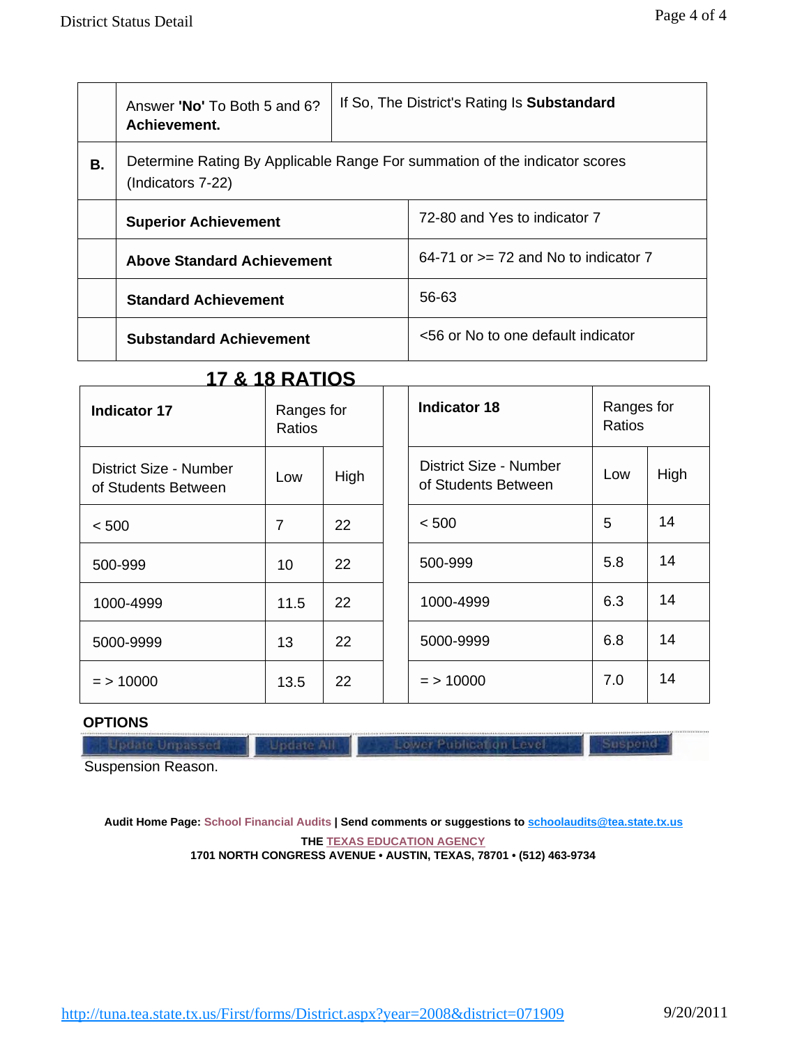| | | |
|---|---|---|
| | Answer **'No'** To Both 5 and 6? **Achievement.** | If So, The District's Rating Is **Substandard** |
| **B.** | Determine Rating By Applicable Range For summation of the indicator scores (Indicators 7-22) | |
| | **Superior Achievement** | 72-80 and Yes to indicator 7 |
| | **Above Standard Achievement** | 64-71 or >= 72 and No to indicator 7 |
| | **Standard Achievement** | 56-63 |
| | **Substandard Achievement** | <56 or No to one default indicator |

## 17 & 18 RATIOS

| **Indicator 17** | Ranges for Ratios | | | **Indicator 18** | Ranges for Ratios | |
|---|---|---|---|---|---|---|
| District Size - Number of Students Between | Low | High | | District Size - Number of Students Between | Low | High |
| < 500 | 7 | 22 | | < 500 | 5 | 14 |
| 500-999 | 10 | 22 | | 500-999 | 5.8 | 14 |
| 1000-4999 | 11.5 | 22 | | 1000-4999 | 6.3 | 14 |
| 5000-9999 | 13 | 22 | | 5000-9999 | 6.8 | 14 |
| = > 10000 | 13.5 | 22 | | = > 10000 | 7.0 | 14 |

**OPTIONS**

Update Unpassed | Update All | Lower Publication Level | Suspend

Suspension Reason.

**Audit Home Page:** School Financial Audits | **Send comments or suggestions to** schoolaudits@tea.state.tx.us

**THE TEXAS EDUCATION AGENCY**
**1701 NORTH CONGRESS AVENUE • AUSTIN, TEXAS, 78701 • (512) 463-9734**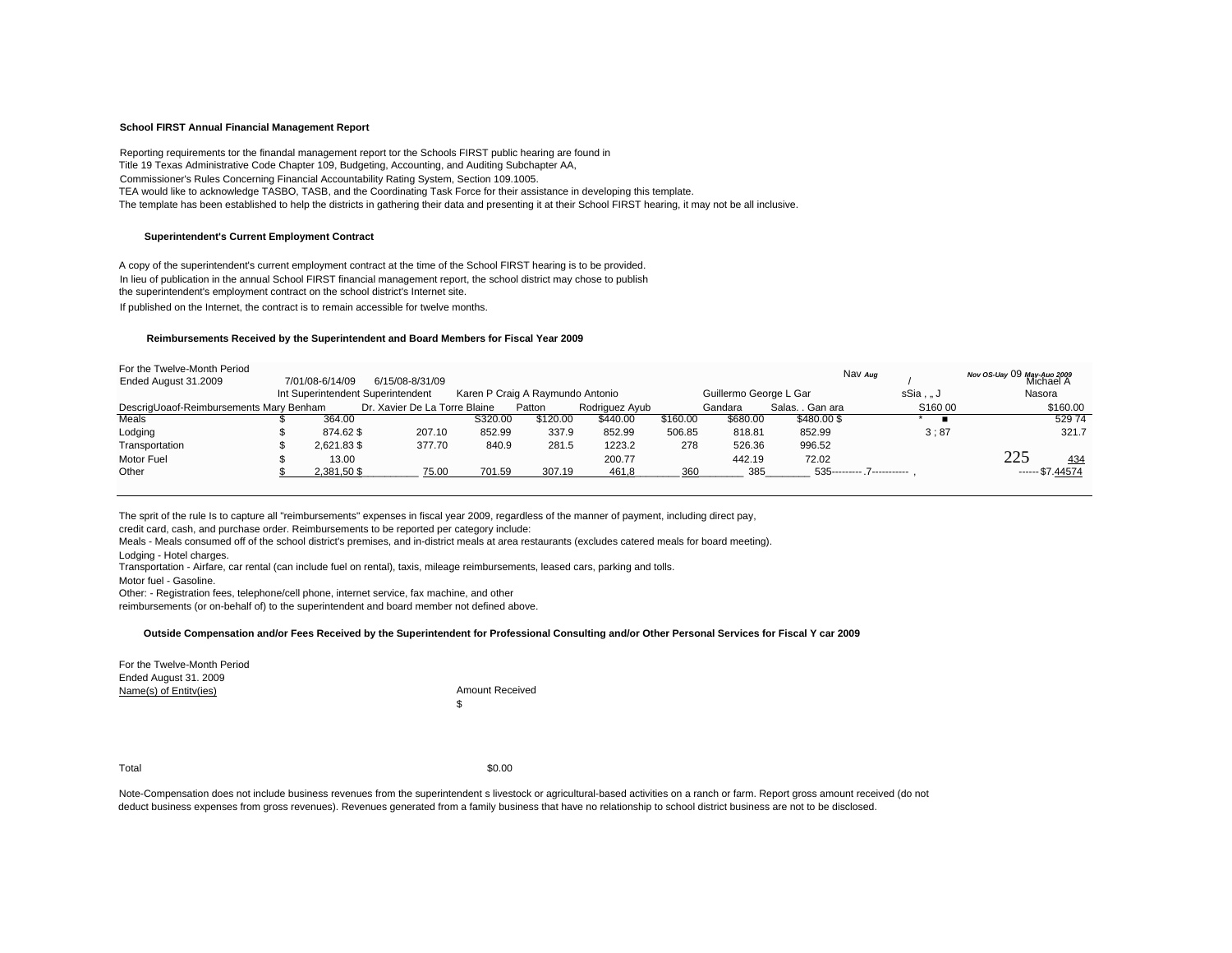**School FIRST Annual Financial Management Report**

Reporting requirements tor the finandal management report tor the Schools FIRST public hearing are found in
Title 19 Texas Administrative Code Chapter 109, Budgeting, Accounting, and Auditing Subchapter AA,
Commissioner's Rules Concerning Financial Accountability Rating System, Section 109.1005.
TEA would like to acknowledge TASBO, TASB, and the Coordinating Task Force for their assistance in developing this template.
The template has been established to help the districts in gathering their data and presenting it at their School FIRST hearing, it may not be all inclusive.

**Superintendent's Current Employment Contract**

A copy of the superintendent's current employment contract at the time of the School FIRST hearing is to be provided.
In lieu of publication in the annual School FIRST financial management report, the school district may chose to publish
the superintendent's employment contract on the school district's Internet site.
If published on the Internet, the contract is to remain accessible for twelve months.

**Reimbursements Received by the Superintendent and Board Members for Fiscal Year 2009**

| For the Twelve-Month Period Ended August 31.2009 | 7/01/08-6/14/09 Int Superintendent | 6/15/08-8/31/09 Superintendent | Karen P | Craig A | Raymundo | Antonio | | Guillermo | George L Gar | Nav Aug / sSia , „ J | Nov OS-Uay 09 May-Auo 2009 Michael A Nasora |
|---|---|---|---|---|---|---|---|---|---|---|---|
| DescrigUoaof-Reimbursements | Mary Benham | Dr. Xavier De La Torre | Blaine | Patton | Rodriguez | Ayub | | Gandara | Salas. . Gan ara | S160 00 | $160.00 |
| Meals | $ 364.00 | | S320.00 | $120.00 | $440.00 | $160.00 | | $680.00 | $480.00 $ | * ■ | 529 74 |
| Lodging | $ 874.62 $ | 207.10 | 852.99 | 337.9 | 852.99 | 506.85 | | 818.81 | 852.99 | 3 ; 87 | 321.7 |
| Transportation | $ 2,621.83 $ | 377.70 | 840.9 | 281.5 | 1223.2 | 278 | | 526.36 | 996.52 | | |
| Motor Fuel | $ 13.00 | | | | 200.77 | | | 442.19 | 72.02 | | 225 434 |
| Other | $ 2,381,50 $ | 75.00 | 701.59 | 307.19 | 461,8 | 360 | | 385 | 535---------.7----------- , | | ------ $7.44574 |

The sprit of the rule Is to capture all "reimbursements" expenses in fiscal year 2009, regardless of the manner of payment, including direct pay,
credit card, cash, and purchase order. Reimbursements to be reported per category include:
Meals - Meals consumed off of the school district's premises, and in-district meals at area restaurants (excludes catered meals for board meeting).
Lodging - Hotel charges.
Transportation - Airfare, car rental (can include fuel on rental), taxis, mileage reimbursements, leased cars, parking and tolls.
Motor fuel - Gasoline.
Other: - Registration fees, telephone/cell phone, internet service, fax machine, and other
reimbursements (or on-behalf of) to the superintendent and board member not defined above.

**Outside Compensation and/or Fees Received by the Superintendent for Professional Consulting and/or Other Personal Services for Fiscal Y car 2009**

For the Twelve-Month Period
Ended August 31. 2009

| Name(s) of Entitv(ies) | Amount Received |
|---|---|
| | $ |
| Total | $0.00 |

Note-Compensation does not include business revenues from the superintendent s livestock or agricultural-based activities on a ranch or farm. Report gross amount received (do not deduct business expenses from gross revenues). Revenues generated from a family business that have no relationship to school district business are not to be disclosed.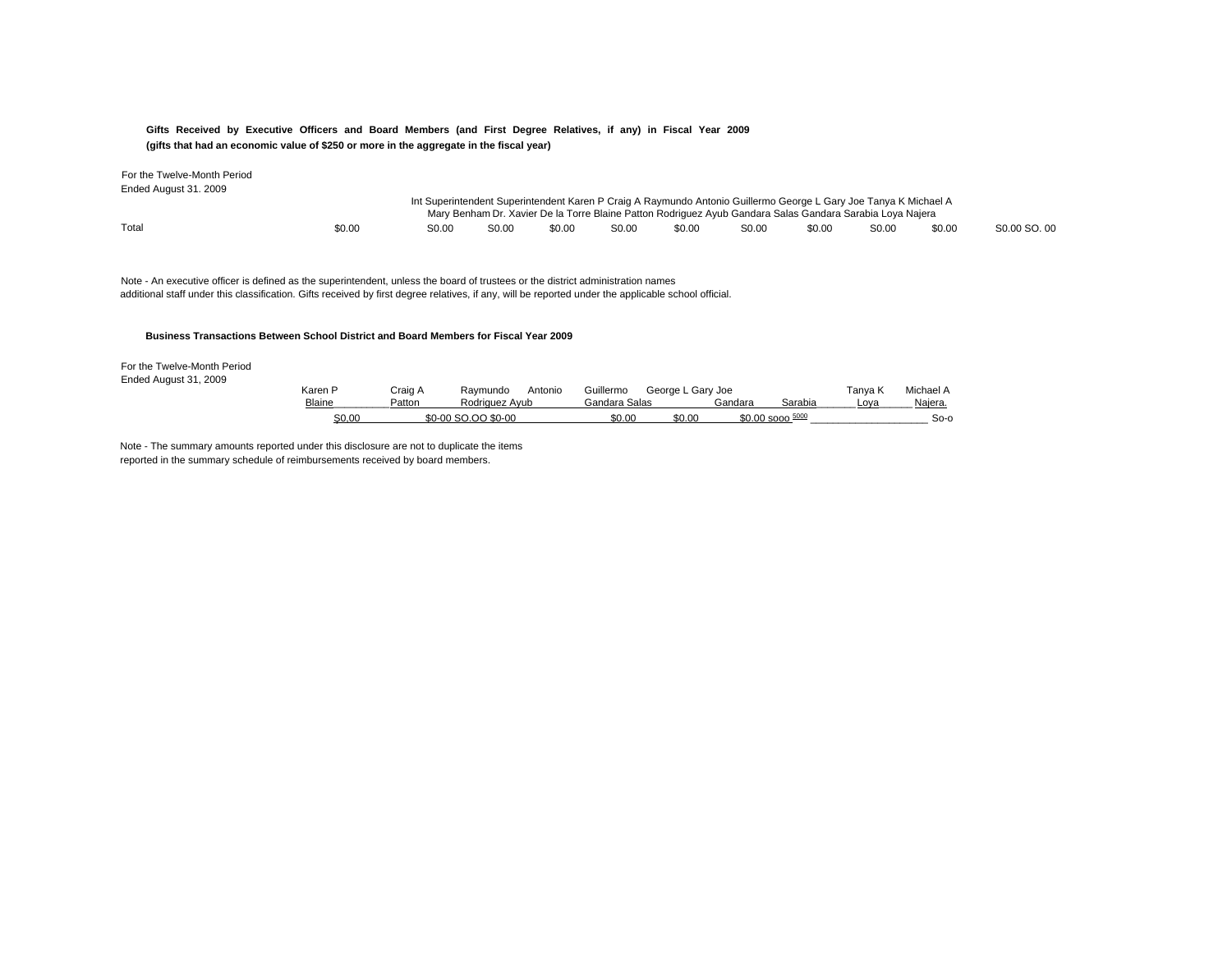**Gifts Received by Executive Officers and Board Members (and First Degree Relatives, if any) in Fiscal Year 2009**
**(gifts that had an economic value of $250 or more in the aggregate in the fiscal year)**

For the Twelve-Month Period
Ended August 31. 2009

| | Int Superintendent Mary Benham | Superintendent Dr. Xavier De la Torre | Karen P Blaine | Craig A Patton | Raymundo Rodriguez | Antonio Ayub | Guillermo Gandara | George L Salas | Gary Gandara | Joe Sarabia | Tanya K Loya | Michael A Najera |
|---|---|---|---|---|---|---|---|---|---|---|---|---|
| Total | $0.00 | S0.00 | S0.00 | $0.00 | S0.00 | $0.00 | S0.00 | $0.00 | S0.00 | $0.00 | S0.00 | SO. 00 |

Note - An executive officer is defined as the superintendent, unless the board of trustees or the district administration names additional staff under this classification. Gifts received by first degree relatives, if any, will be reported under the applicable school official.

**Business Transactions Between School District and Board Members for Fiscal Year 2009**

For the Twelve-Month Period
Ended August 31, 2009

| Karen P Blaine | Craig A Patton | Raymundo Rodriguez | Antonio Ayub | Guillermo Gandara | George L Salas | Gary Gandara | Joe Sarabia | Tanya K Loya | Michael A Najera. |
|---|---|---|---|---|---|---|---|---|---|
| $0.00 | $0-00 | SO.OO | $0-00 | $0.00 | $0.00 | $0.00 | sooo | 5000 | So-o |

Note - The summary amounts reported under this disclosure are not to duplicate the items reported in the summary schedule of reimbursements received by board members.